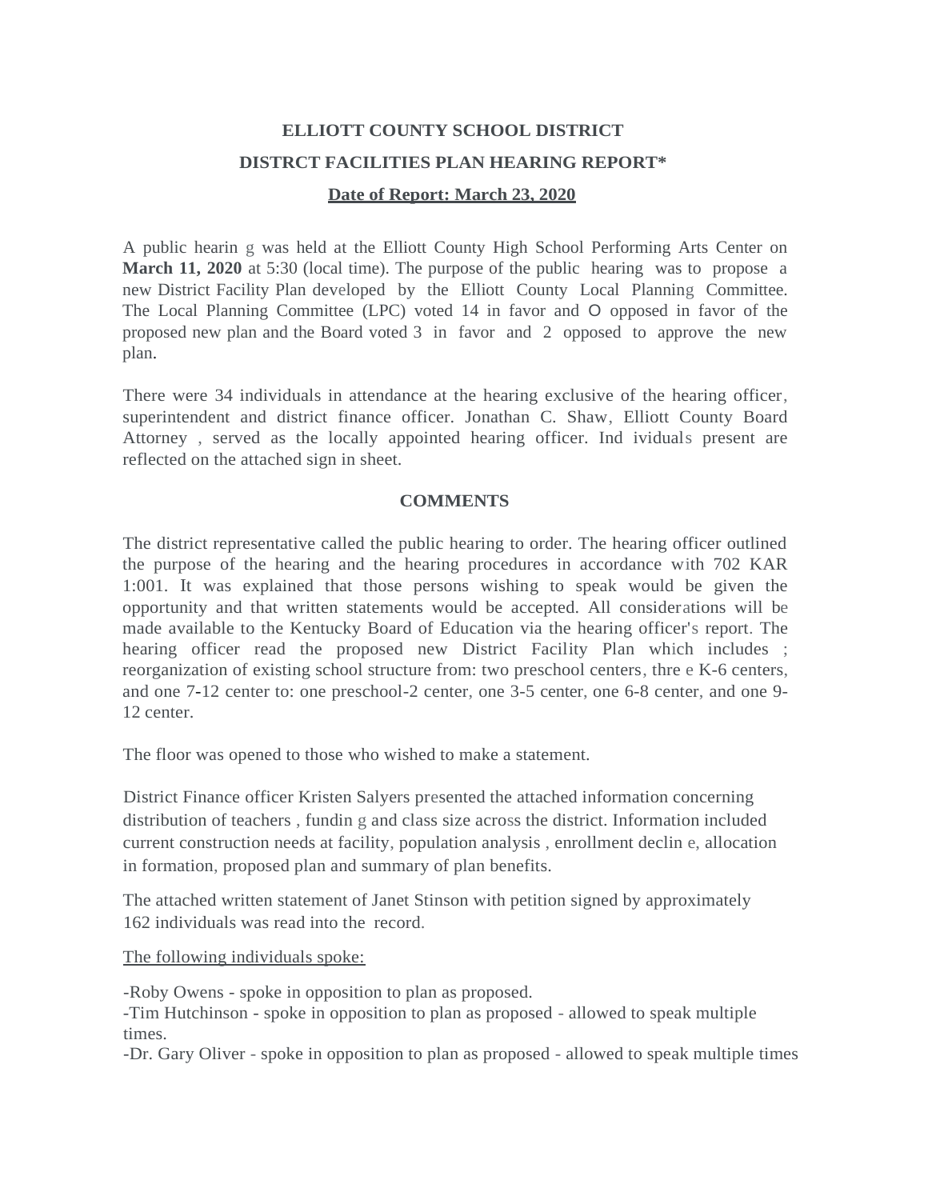**ELLIOTT COUNTY SCHOOL DISTRICT**

**DISTRCT FACILITIES PLAN HEARING REPORT***

**Date of Report: March 23, 2020**

A public hearin g was held at the Elliott County High School Performing Arts Center on **March 11, 2020** at 5:30 (local time). The purpose of the public hearing was to propose a new District Facility Plan developed by the Elliott County Local Planning Committee. The Local Planning Committee (LPC) voted 14 in favor and O opposed in favor of the proposed new plan and the Board voted 3 in favor and 2 opposed to approve the new plan.

There were 34 individuals in attendance at the hearing exclusive of the hearing officer, superintendent and district finance officer. Jonathan C. Shaw, Elliott County Board Attorney , served as the locally appointed hearing officer. Ind ividuals present are reflected on the attached sign in sheet.

**COMMENTS**

The district representative called the public hearing to order. The hearing officer outlined the purpose of the hearing and the hearing procedures in accordance with 702 KAR 1:001. It was explained that those persons wishing to speak would be given the opportunity and that written statements would be accepted. All considerations will be made available to the Kentucky Board of Education via the hearing officer's report. The hearing officer read the proposed new District Facility Plan which includes ; reorganization of existing school structure from: two preschool centers, thre e K-6 centers, and one 7-12 center to: one preschool-2 center, one 3-5 center, one 6-8 center, and one 9-12 center.

The floor was opened to those who wished to make a statement.

District Finance officer Kristen Salyers presented the attached information concerning distribution of teachers , fundin g and class size across the district. Information included current construction needs at facility, population analysis , enrollment declin e, allocation in formation, proposed plan and summary of plan benefits.

The attached written statement of Janet Stinson with petition signed by approximately 162 individuals was read into the record.

The following individuals spoke:

-Roby Owens - spoke in opposition to plan as proposed.
-Tim Hutchinson - spoke in opposition to plan as proposed - allowed to speak multiple times.
-Dr. Gary Oliver - spoke in opposition to plan as proposed - allowed to speak multiple times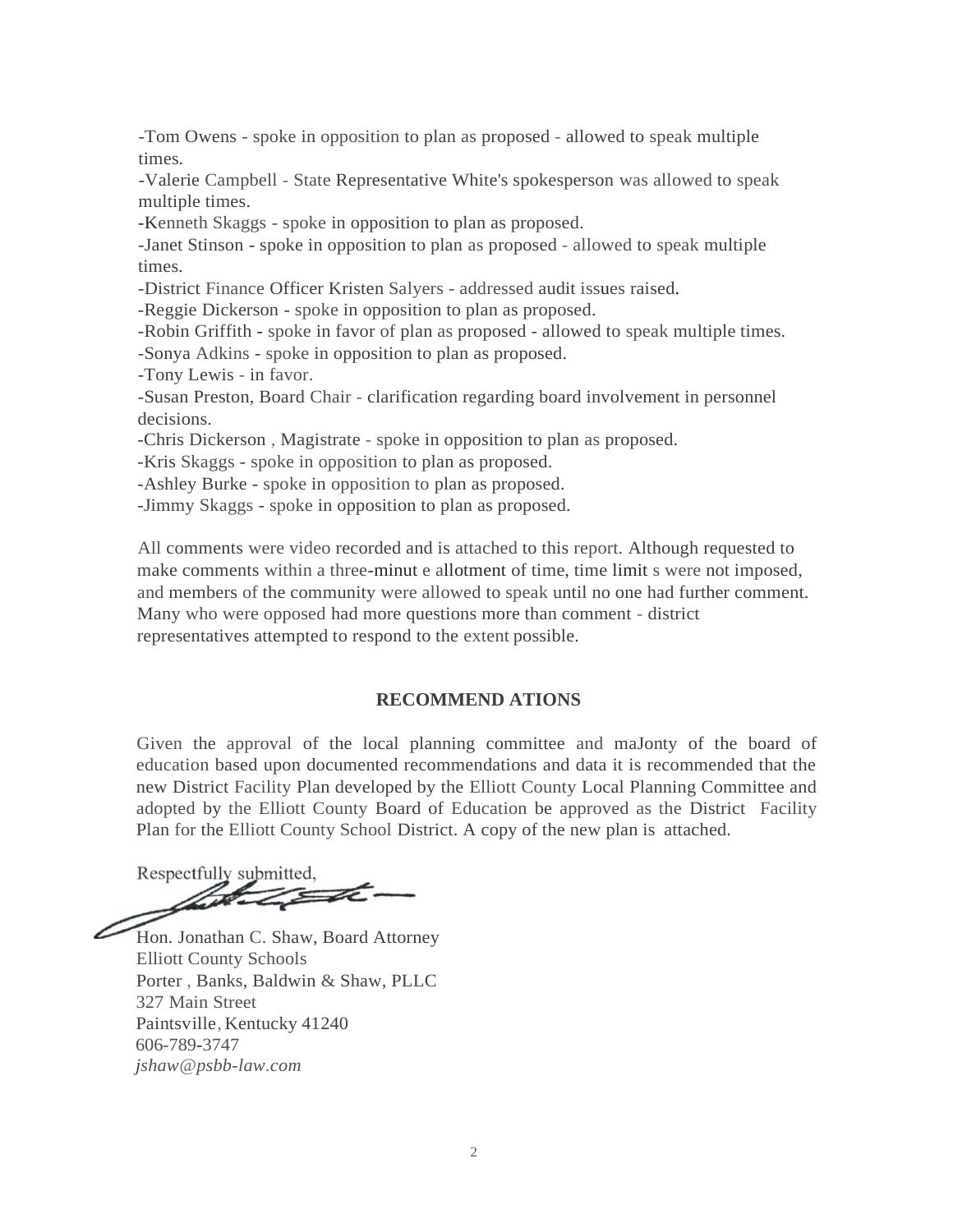-Tom Owens - spoke in opposition to plan as proposed - allowed to speak multiple times.

-Valerie Campbell - State Representative White's spokesperson was allowed to speak multiple times.

-Kenneth Skaggs - spoke in opposition to plan as proposed.

-Janet Stinson - spoke in opposition to plan as proposed - allowed to speak multiple times.

-District Finance Officer Kristen Salyers - addressed audit issues raised.

-Reggie Dickerson - spoke in opposition to plan as proposed.

-Robin Griffith - spoke in favor of plan as proposed - allowed to speak multiple times.

-Sonya Adkins - spoke in opposition to plan as proposed.

-Tony Lewis - in favor.

-Susan Preston, Board Chair - clarification regarding board involvement in personnel decisions.

-Chris Dickerson , Magistrate - spoke in opposition to plan as proposed.

-Kris Skaggs - spoke in opposition to plan as proposed.

-Ashley Burke - spoke in opposition to plan as proposed.

-Jimmy Skaggs - spoke in opposition to plan as proposed.

All comments were video recorded and is attached to this report. Although requested to make comments within a three-minut e allotment of time, time limit s were not imposed, and members of the community were allowed to speak until no one had further comment. Many who were opposed had more questions more than comment - district representatives attempted to respond to the extent possible.

## RECOMMEND ATIONS

Given the approval of the local planning committee and maJonty of the board of education based upon documented recommendations and data it is recommended that the new District Facility Plan developed by the Elliott County Local Planning Committee and adopted by the Elliott County Board of Education be approved as the District Facility Plan for the Elliott County School District. A copy of the new plan is attached.

Respectfully submitted,

Hon. Jonathan C. Shaw, Board Attorney
Elliott County Schools
Porter , Banks, Baldwin & Shaw, PLLC
327 Main Street
Paintsville, Kentucky 41240
606-789-3747
*jshaw@psbb-law.com*